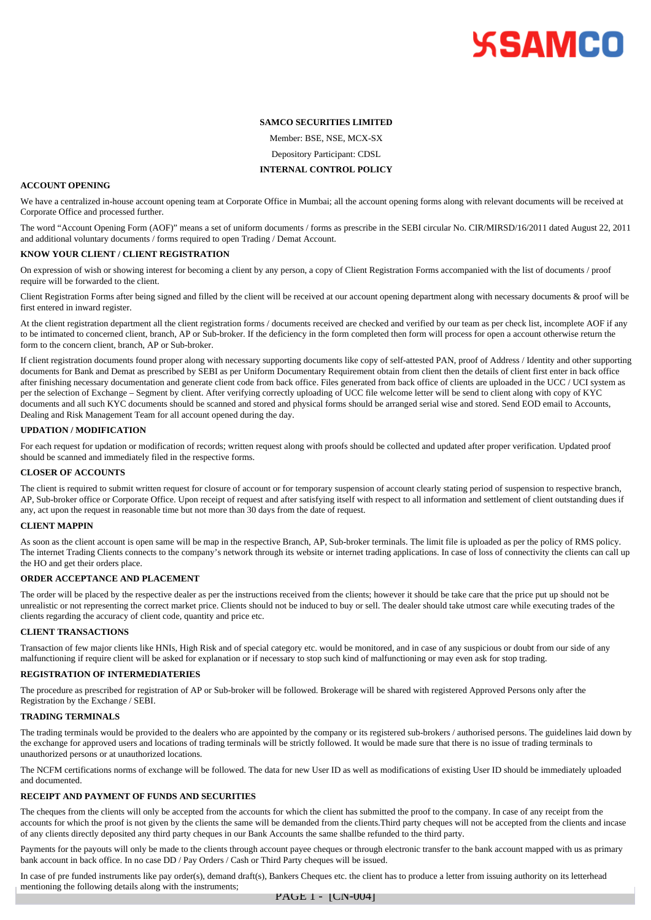**SAMCO SECURITIES LIMITED**

Member: BSE, NSE, MCX-SX

Depository Participant: CDSL

**INTERNAL CONTROL POLICY**

## ACCOUNT OPENING

We have a centralized in-house account opening team at Corporate Office in Mumbai; all the account opening forms along with relevant documents will be received at Corporate Office and processed further.

The word "Account Opening Form (AOF)" means a set of uniform documents / forms as prescribe in the SEBI circular No. CIR/MIRSD/16/2011 dated August 22, 2011 and additional voluntary documents / forms required to open Trading / Demat Account.

## KNOW YOUR CLIENT / CLIENT REGISTRATION

On expression of wish or showing interest for becoming a client by any person, a copy of Client Registration Forms accompanied with the list of documents / proof require will be forwarded to the client.

Client Registration Forms after being signed and filled by the client will be received at our account opening department along with necessary documents & proof will be first entered in inward register.

At the client registration department all the client registration forms / documents received are checked and verified by our team as per check list, incomplete AOF if any to be intimated to concerned client, branch, AP or Sub-broker. If the deficiency in the form completed then form will process for open a account otherwise return the form to the concern client, branch, AP or Sub-broker.

If client registration documents found proper along with necessary supporting documents like copy of self-attested PAN, proof of Address / Identity and other supporting documents for Bank and Demat as prescribed by SEBI as per Uniform Documentary Requirement obtain from client then the details of client first enter in back office after finishing necessary documentation and generate client code from back office. Files generated from back office of clients are uploaded in the UCC / UCI system as per the selection of Exchange – Segment by client. After verifying correctly uploading of UCC file welcome letter will be send to client along with copy of KYC documents and all such KYC documents should be scanned and stored and physical forms should be arranged serial wise and stored. Send EOD email to Accounts, Dealing and Risk Management Team for all account opened during the day.

## UPDATION / MODIFICATION

For each request for updation or modification of records; written request along with proofs should be collected and updated after proper verification. Updated proof should be scanned and immediately filed in the respective forms.

## CLOSER OF ACCOUNTS

The client is required to submit written request for closure of account or for temporary suspension of account clearly stating period of suspension to respective branch, AP, Sub-broker office or Corporate Office. Upon receipt of request and after satisfying itself with respect to all information and settlement of client outstanding dues if any, act upon the request in reasonable time but not more than 30 days from the date of request.

## CLIENT MAPPIN

As soon as the client account is open same will be map in the respective Branch, AP, Sub-broker terminals. The limit file is uploaded as per the policy of RMS policy. The internet Trading Clients connects to the company's network through its website or internet trading applications. In case of loss of connectivity the clients can call up the HO and get their orders place.

## ORDER ACCEPTANCE AND PLACEMENT

The order will be placed by the respective dealer as per the instructions received from the clients; however it should be take care that the price put up should not be unrealistic or not representing the correct market price. Clients should not be induced to buy or sell. The dealer should take utmost care while executing trades of the clients regarding the accuracy of client code, quantity and price etc.

## CLIENT TRANSACTIONS

Transaction of few major clients like HNIs, High Risk and of special category etc. would be monitored, and in case of any suspicious or doubt from our side of any malfunctioning if require client will be asked for explanation or if necessary to stop such kind of malfunctioning or may even ask for stop trading.

## REGISTRATION OF INTERMEDIATERIES

The procedure as prescribed for registration of AP or Sub-broker will be followed. Brokerage will be shared with registered Approved Persons only after the Registration by the Exchange / SEBI.

## TRADING TERMINALS

The trading terminals would be provided to the dealers who are appointed by the company or its registered sub-brokers / authorised persons. The guidelines laid down by the exchange for approved users and locations of trading terminals will be strictly followed. It would be made sure that there is no issue of trading terminals to unauthorized persons or at unauthorized locations.

The NCFM certifications norms of exchange will be followed. The data for new User ID as well as modifications of existing User ID should be immediately uploaded and documented.

## RECEIPT AND PAYMENT OF FUNDS AND SECURITIES

The cheques from the clients will only be accepted from the accounts for which the client has submitted the proof to the company. In case of any receipt from the accounts for which the proof is not given by the clients the same will be demanded from the clients.Third party cheques will not be accepted from the clients and incase of any clients directly deposited any third party cheques in our Bank Accounts the same shallbe refunded to the third party.

Payments for the payouts will only be made to the clients through account payee cheques or through electronic transfer to the bank account mapped with us as primary bank account in back office. In no case DD / Pay Orders / Cash or Third Party cheques will be issued.

In case of pre funded instruments like pay order(s), demand draft(s), Bankers Cheques etc. the client has to produce a letter from issuing authority on its letterhead mentioning the following details along with the instruments;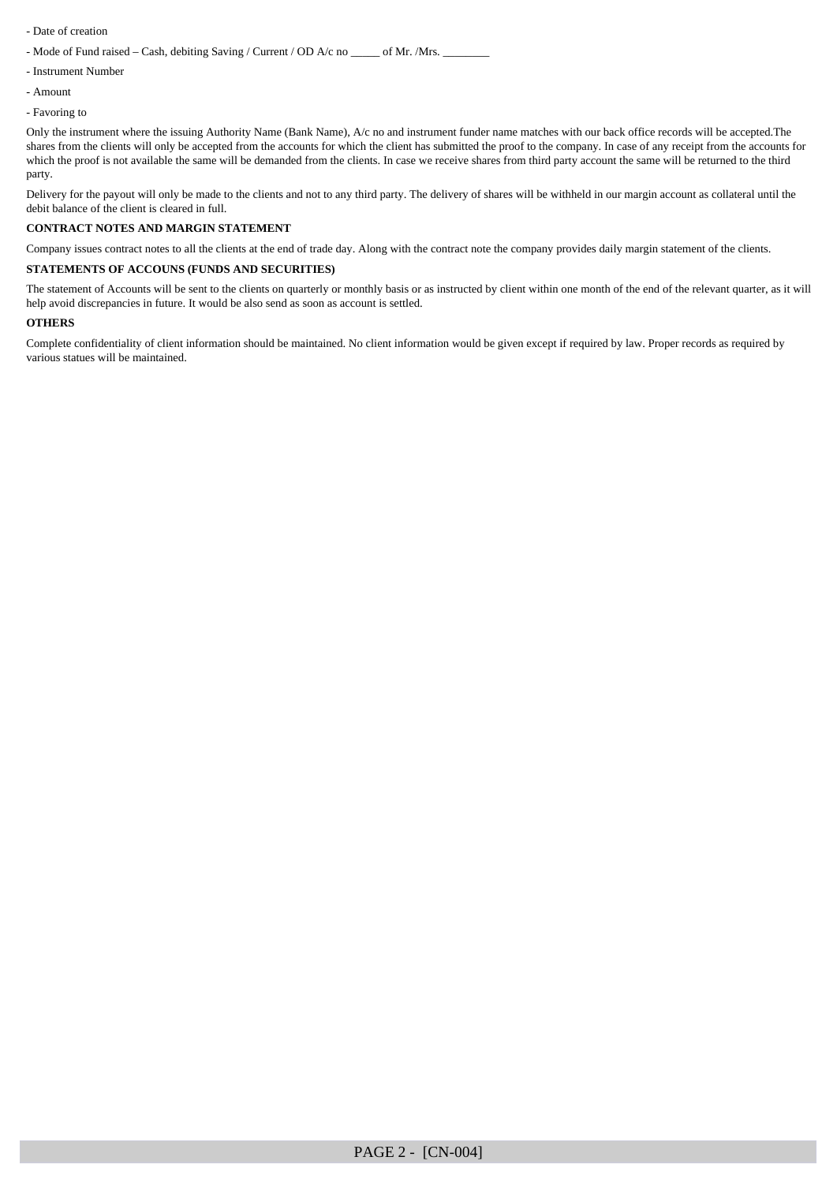- Date of creation

- Mode of Fund raised – Cash, debiting Saving / Current / OD A/c no _____ of Mr. /Mrs. ________

- Instrument Number

- Amount

- Favoring to

Only the instrument where the issuing Authority Name (Bank Name), A/c no and instrument funder name matches with our back office records will be accepted.The shares from the clients will only be accepted from the accounts for which the client has submitted the proof to the company. In case of any receipt from the accounts for which the proof is not available the same will be demanded from the clients. In case we receive shares from third party account the same will be returned to the third party.

Delivery for the payout will only be made to the clients and not to any third party. The delivery of shares will be withheld in our margin account as collateral until the debit balance of the client is cleared in full.

**CONTRACT NOTES AND MARGIN STATEMENT**

Company issues contract notes to all the clients at the end of trade day. Along with the contract note the company provides daily margin statement of the clients.

**STATEMENTS OF ACCOUNS (FUNDS AND SECURITIES)**

The statement of Accounts will be sent to the clients on quarterly or monthly basis or as instructed by client within one month of the end of the relevant quarter, as it will help avoid discrepancies in future. It would be also send as soon as account is settled.

**OTHERS**

Complete confidentiality of client information should be maintained. No client information would be given except if required by law. Proper records as required by various statues will be maintained.